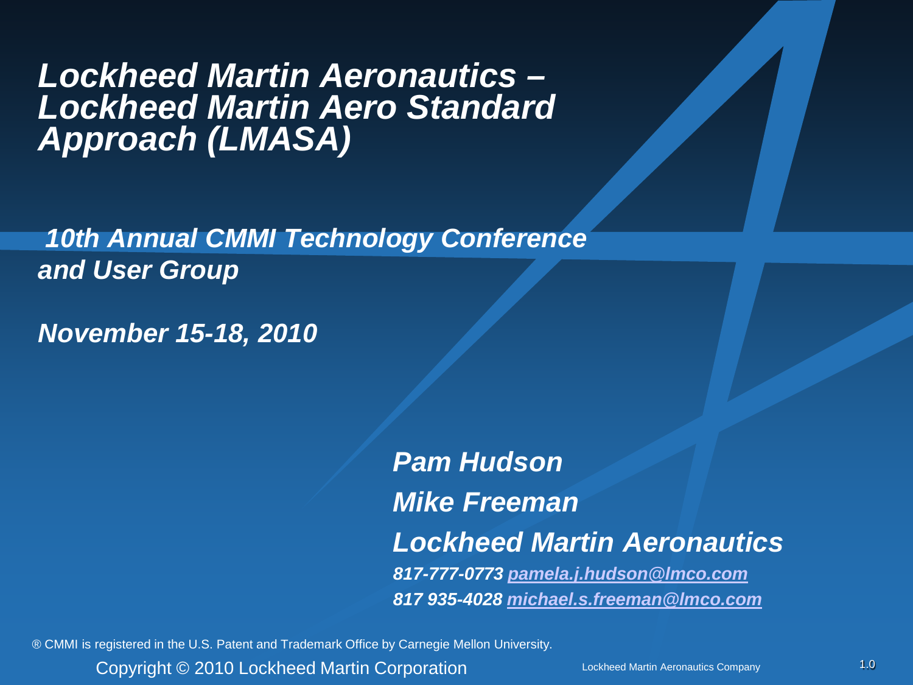# *Lockheed Martin Aeronautics – Lockheed Martin Aero Standard Approach (LMASA)*

***10th Annual CMMI Technology Conference and User Group***

***November 15-18, 2010***

***Pam Hudson***

***Mike Freeman***

***Lockheed Martin Aeronautics***

***817-777-0773 pamela.j.hudson@lmco.com***

***817 935-4028 michael.s.freeman@lmco.com***

® CMMI is registered in the U.S. Patent and Trademark Office by Carnegie Mellon University.

Copyright © 2010 Lockheed Martin Corporation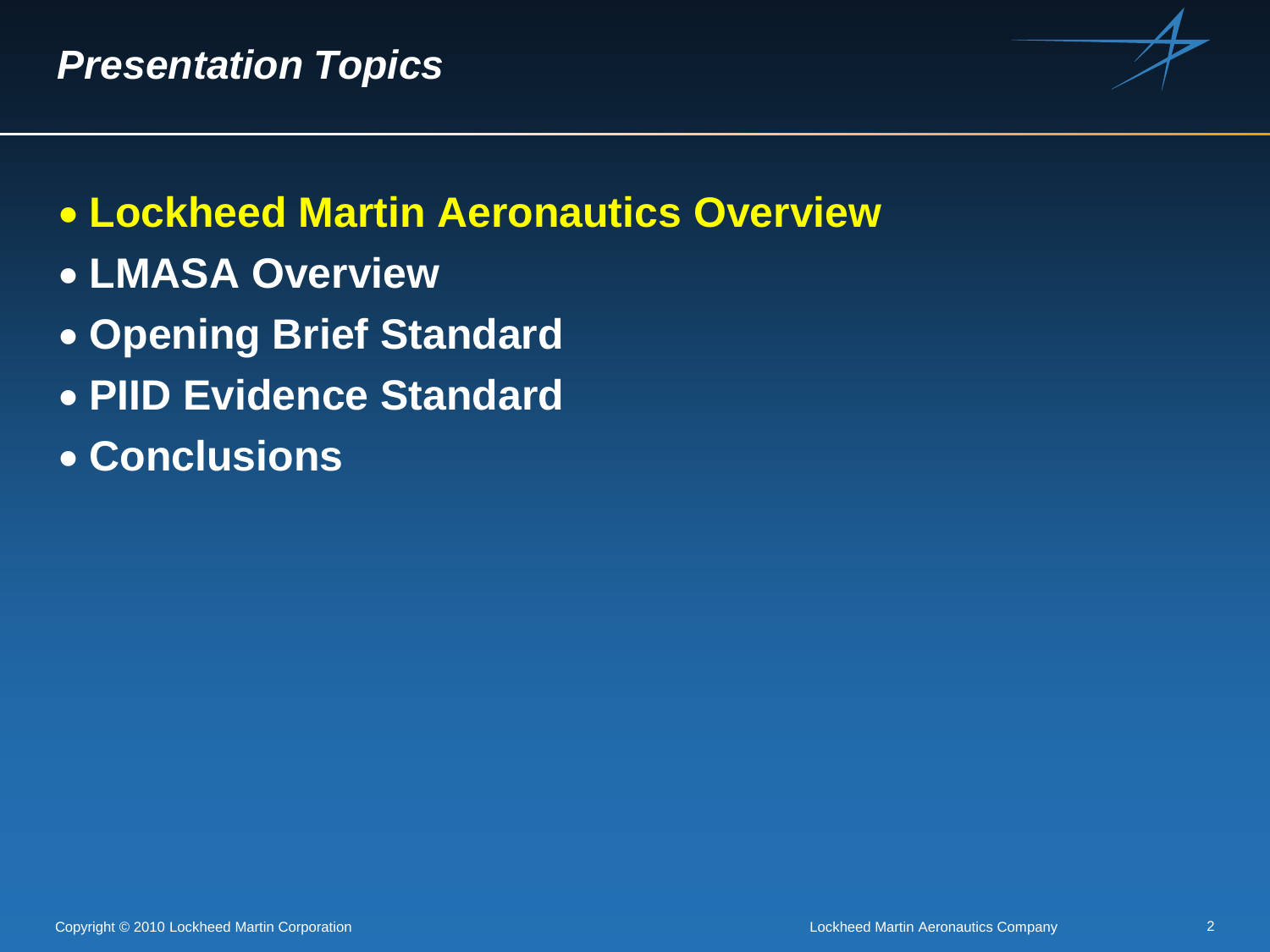# *Presentation Topics*

- **Lockheed Martin Aeronautics Overview**
- **LMASA Overview**
- **Opening Brief Standard**
- **PIID Evidence Standard**
- **Conclusions**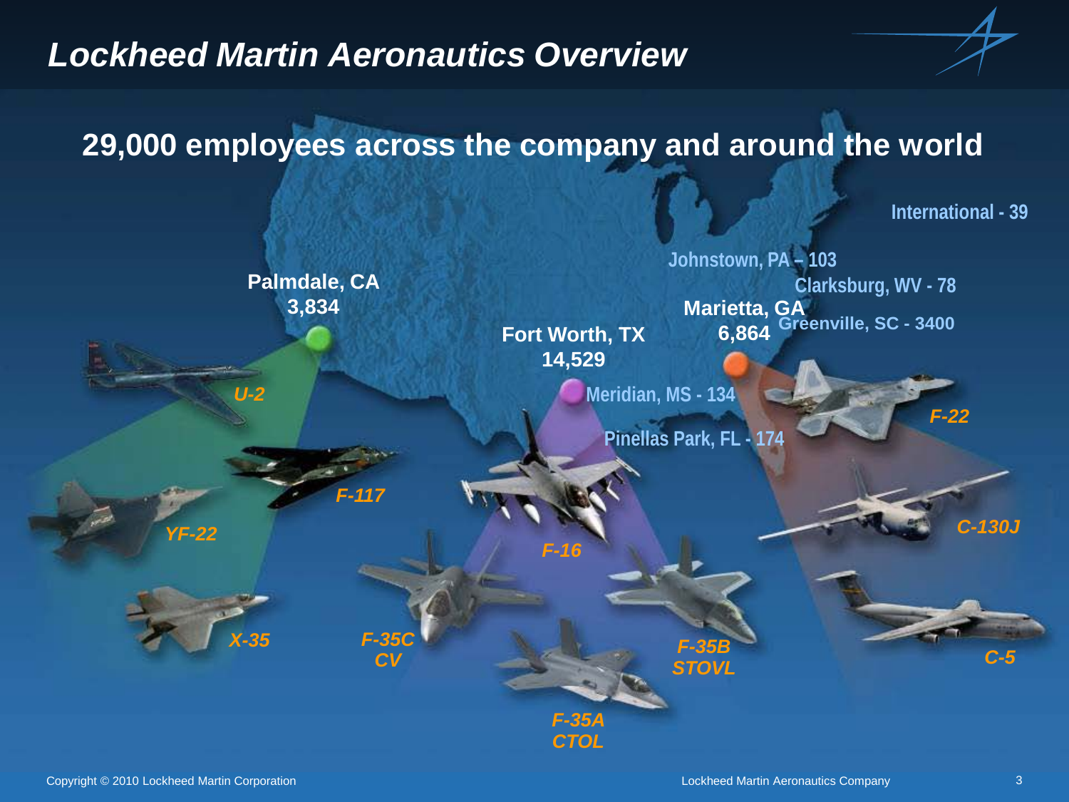# Lockheed Martin Aeronautics Overview

## 29,000 employees across the company and around the world

International - 39

Johnstown, PA – 103

Clarksburg, WV - 78

Palmdale, CA
3,834

Marietta, GA
6,864

Greenville, SC - 3400

Fort Worth, TX
14,529

Meridian, MS - 134

Pinellas Park, FL - 174

*U-2*

*F-117*

*YF-22*

*X-35*

*F-35C CV*

*F-16*

*F-35A CTOL*

*F-35B STOVL*

*F-22*

*C-130J*

*C-5*

Copyright © 2010 Lockheed Martin Corporation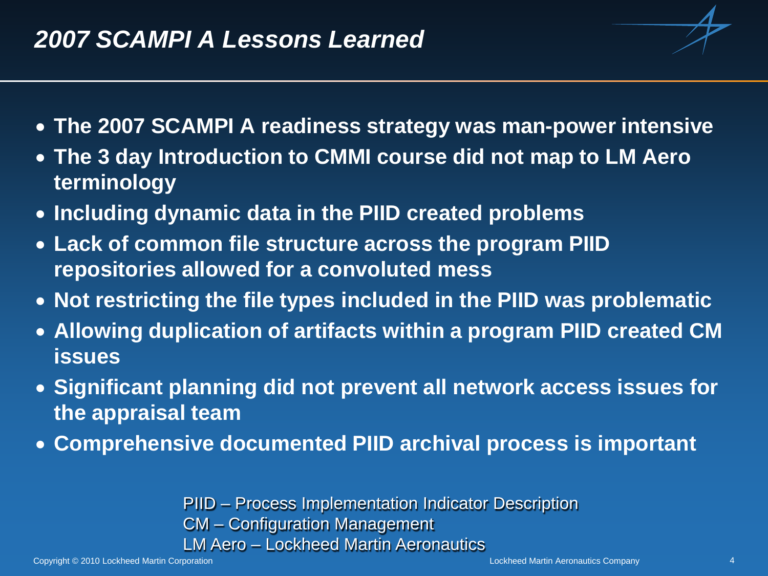# *2007 SCAMPI A Lessons Learned*

- **The 2007 SCAMPI A readiness strategy was man-power intensive**
- **The 3 day Introduction to CMMI course did not map to LM Aero terminology**
- **Including dynamic data in the PIID created problems**
- **Lack of common file structure across the program PIID repositories allowed for a convoluted mess**
- **Not restricting the file types included in the PIID was problematic**
- **Allowing duplication of artifacts within a program PIID created CM issues**
- **Significant planning did not prevent all network access issues for the appraisal team**
- **Comprehensive documented PIID archival process is important**

PIID – Process Implementation Indicator Description
CM – Configuration Management
LM Aero – Lockheed Martin Aeronautics

Copyright © 2010 Lockheed Martin Corporation

Lockheed Martin Aeronautics Company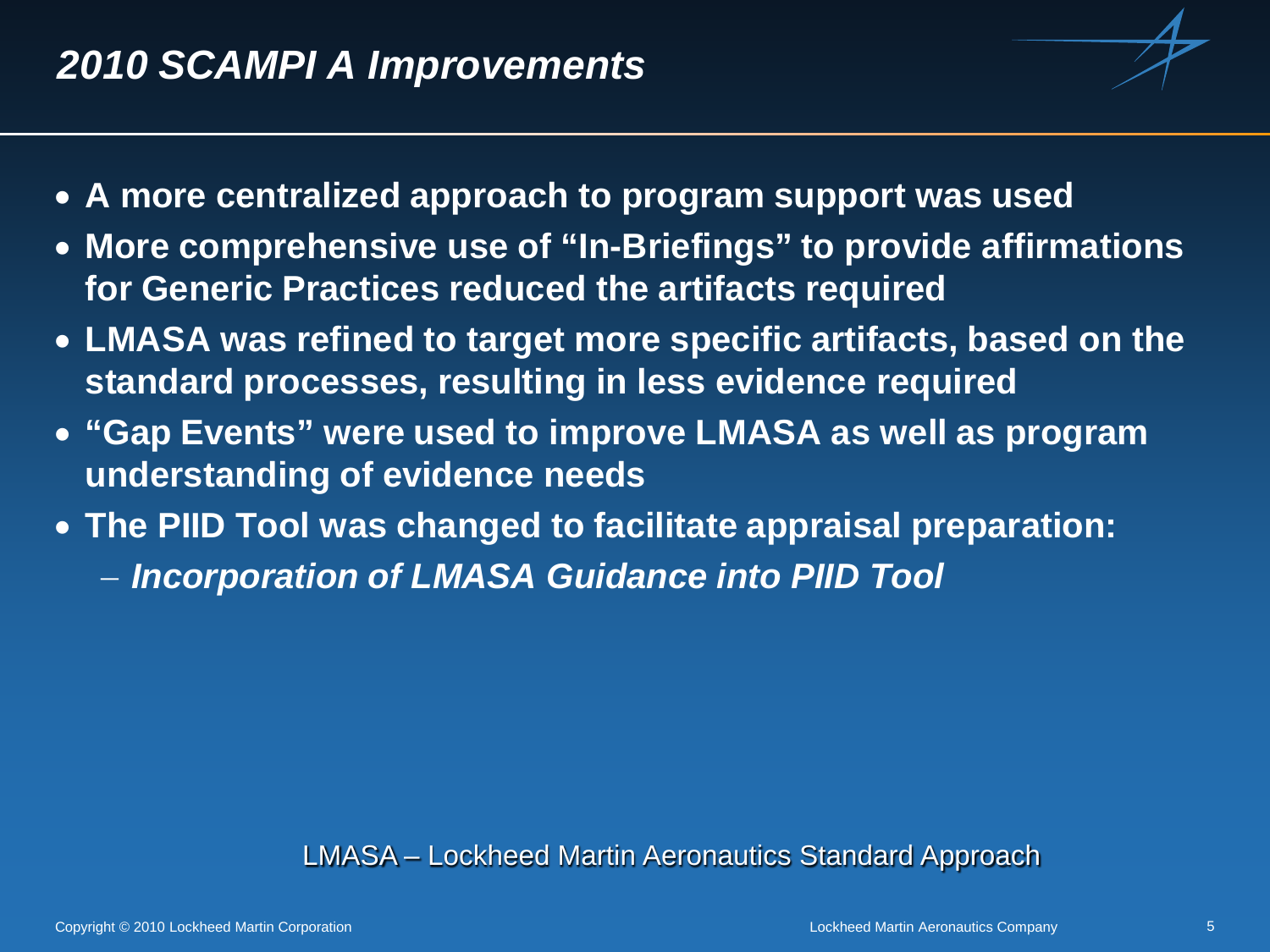# *2010 SCAMPI A Improvements*

- **A more centralized approach to program support was used**
- **More comprehensive use of "In-Briefings" to provide affirmations for Generic Practices reduced the artifacts required**
- **LMASA was refined to target more specific artifacts, based on the standard processes, resulting in less evidence required**
- **"Gap Events" were used to improve LMASA as well as program understanding of evidence needs**
- **The PIID Tool was changed to facilitate appraisal preparation:**
  - ***Incorporation of LMASA Guidance into PIID Tool***

LMASA – Lockheed Martin Aeronautics Standard Approach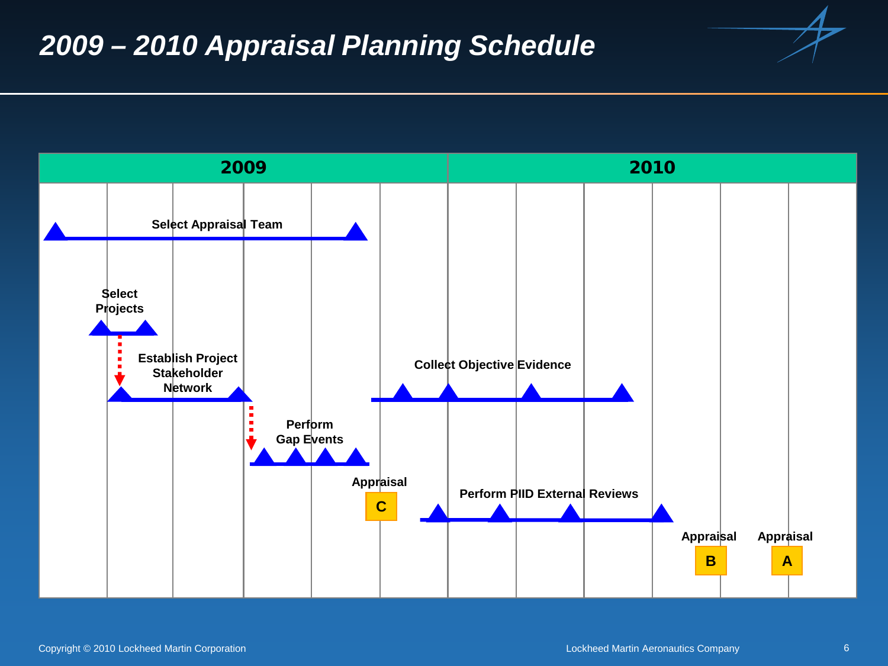# 2009 – 2010 Appraisal Planning Schedule

| 2009 | 2010 |
| --- | --- |

- Select Appraisal Team
- Select Projects
- Establish Project Stakeholder Network
- Perform Gap Events
- Appraisal C
- Collect Objective Evidence
- Perform PIID External Reviews
- Appraisal B
- Appraisal A

Copyright © 2010 Lockheed Martin Corporation

Lockheed Martin Aeronautics Company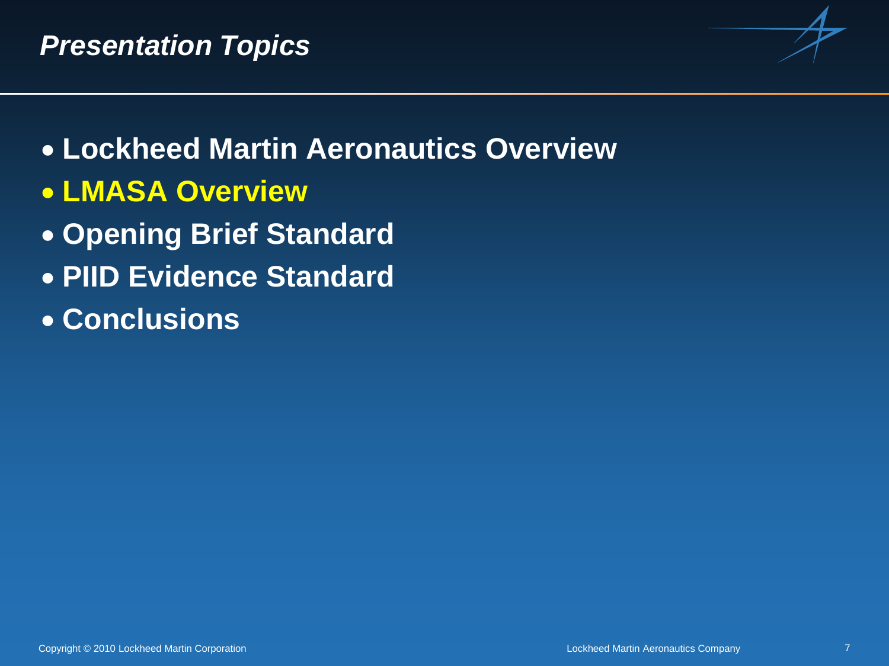## *Presentation Topics*

- **Lockheed Martin Aeronautics Overview**
- **LMASA Overview**
- **Opening Brief Standard**
- **PIID Evidence Standard**
- **Conclusions**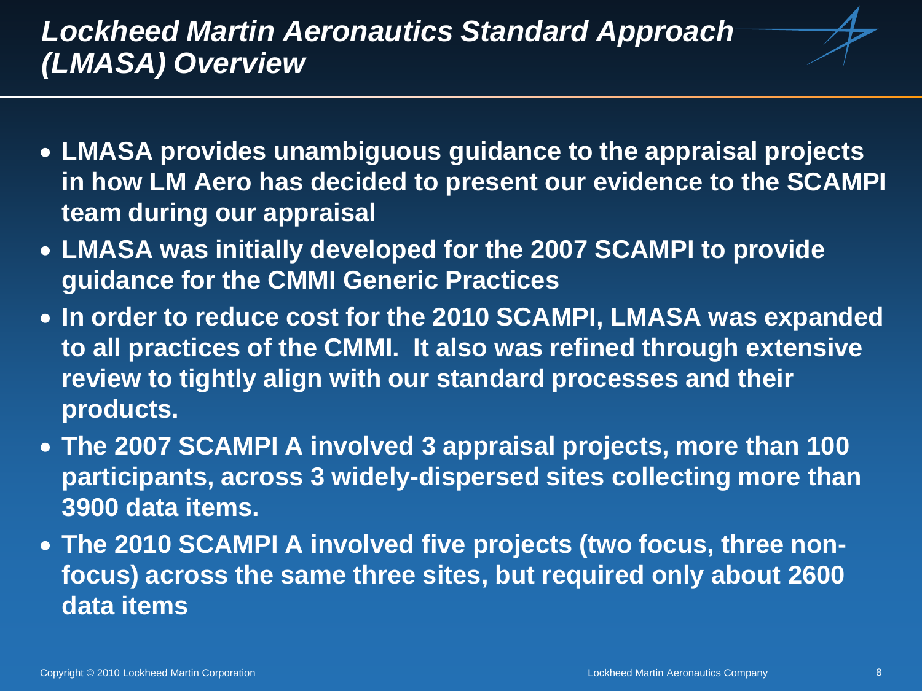# *Lockheed Martin Aeronautics Standard Approach (LMASA) Overview*

- **LMASA provides unambiguous guidance to the appraisal projects in how LM Aero has decided to present our evidence to the SCAMPI team during our appraisal**
- **LMASA was initially developed for the 2007 SCAMPI to provide guidance for the CMMI Generic Practices**
- **In order to reduce cost for the 2010 SCAMPI, LMASA was expanded to all practices of the CMMI. It also was refined through extensive review to tightly align with our standard processes and their products.**
- **The 2007 SCAMPI A involved 3 appraisal projects, more than 100 participants, across 3 widely-dispersed sites collecting more than 3900 data items.**
- **The 2010 SCAMPI A involved five projects (two focus, three non-focus) across the same three sites, but required only about 2600 data items**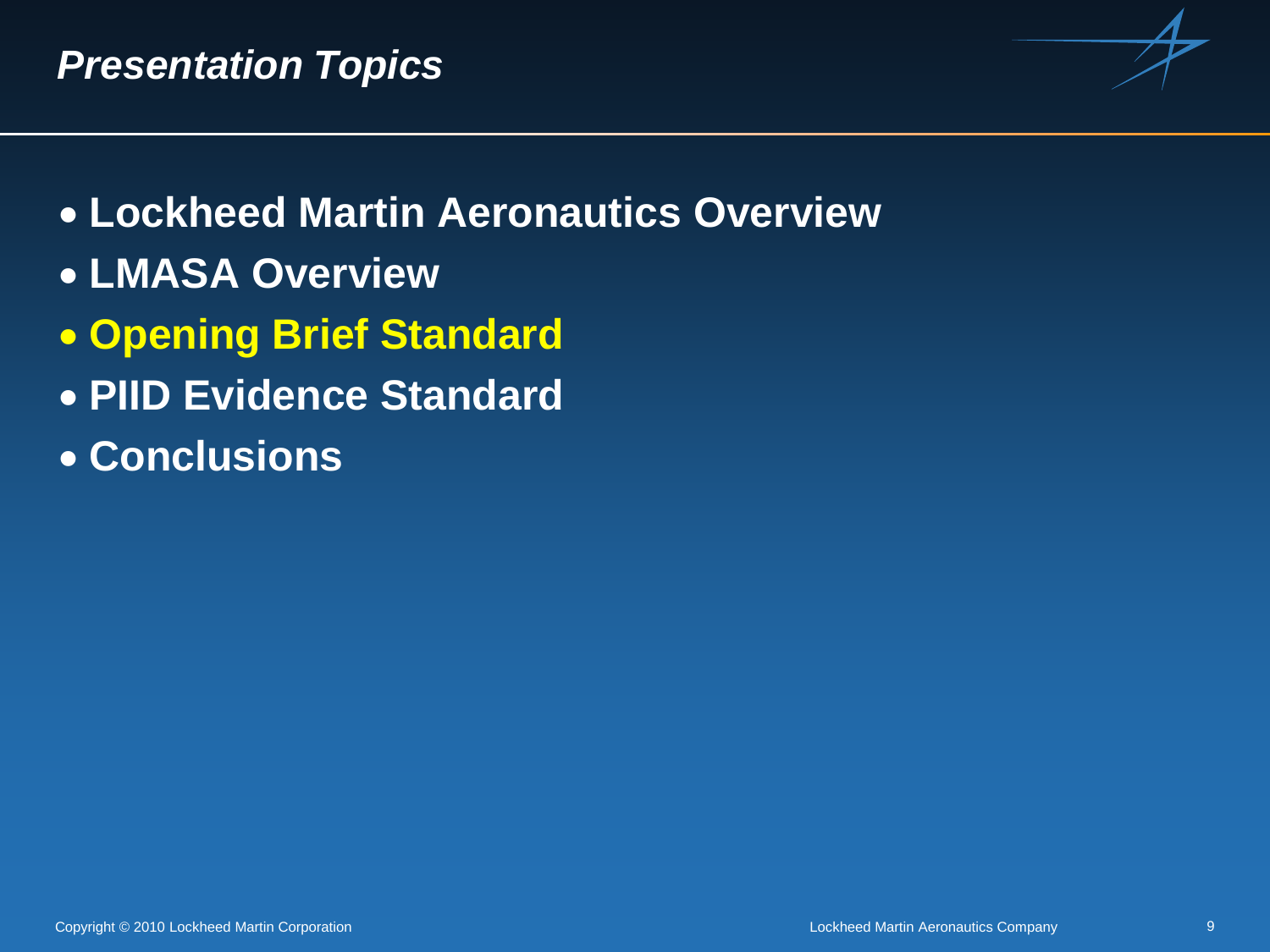# *Presentation Topics*

- **Lockheed Martin Aeronautics Overview**
- **LMASA Overview**
- **Opening Brief Standard**
- **PIID Evidence Standard**
- **Conclusions**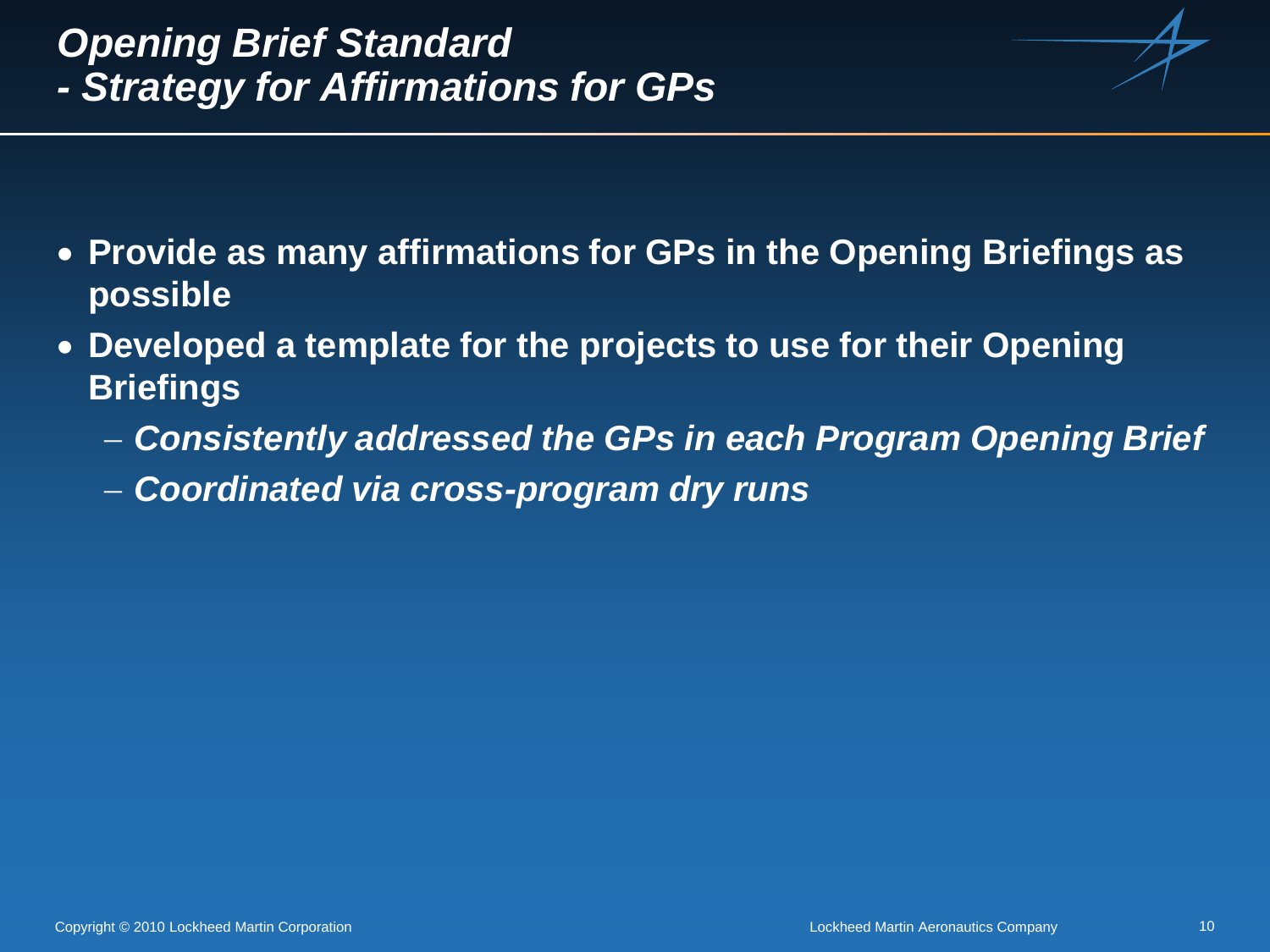# *Opening Brief Standard - Strategy for Affirmations for GPs*

- **Provide as many affirmations for GPs in the Opening Briefings as possible**
- **Developed a template for the projects to use for their Opening Briefings**
  - ***Consistently addressed the GPs in each Program Opening Brief***
  - ***Coordinated via cross-program dry runs***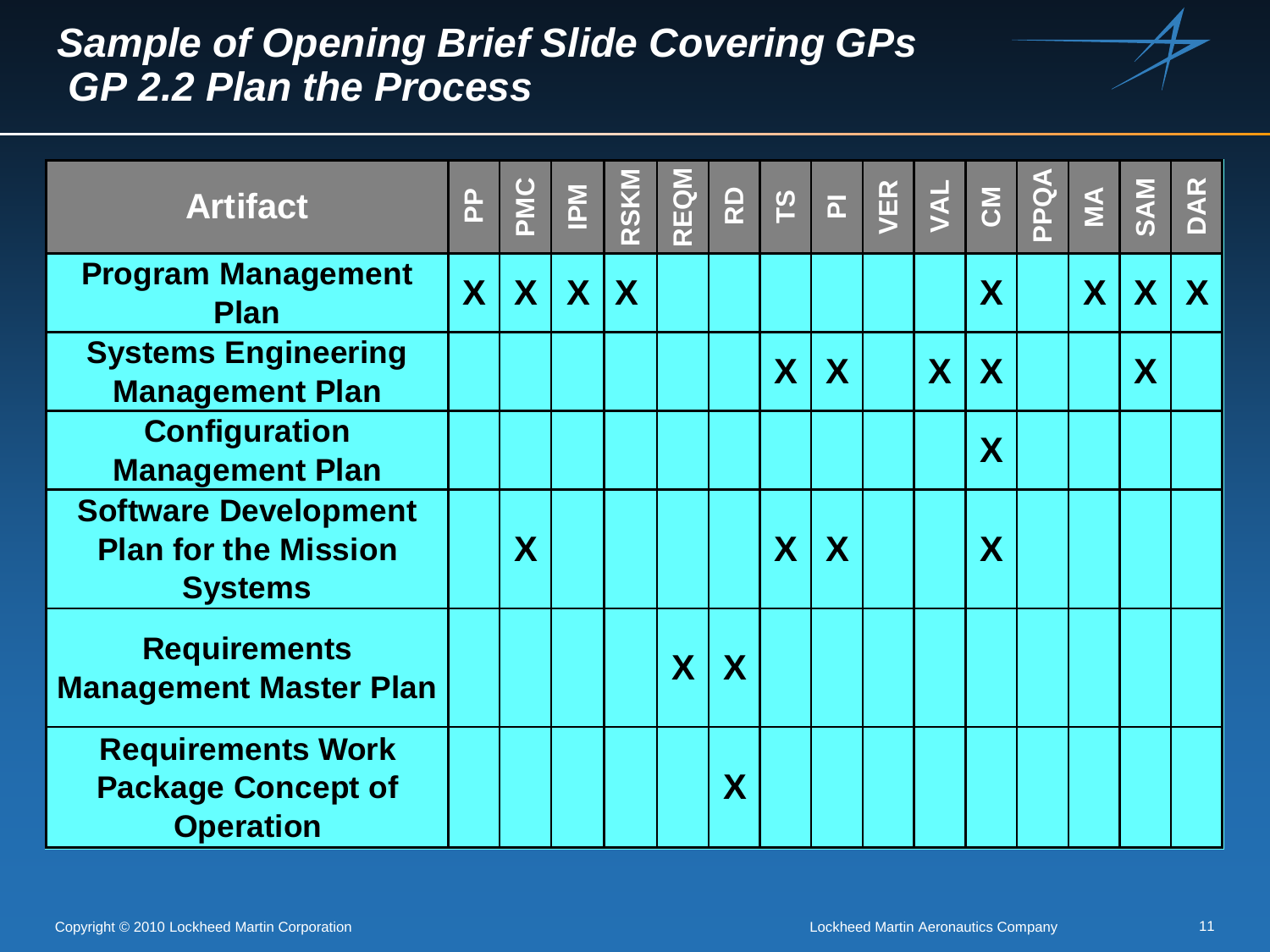# Sample of Opening Brief Slide Covering GPs
## GP 2.2 Plan the Process

| Artifact | PP | PMC | IPM | RSKM | REQM | RD | TS | PI | VER | VAL | CM | PPQA | MA | SAM | DAR |
|---|---|---|---|---|---|---|---|---|---|---|---|---|---|---|---|
| Program Management Plan | X | X | X | X | | | | | | | X | | X | X | X |
| Systems Engineering Management Plan | | | | | | | X | X | | X | X | | | X | |
| Configuration Management Plan | | | | | | | | | | | X | | | | |
| Software Development Plan for the Mission Systems | | X | | | | | X | X | | | X | | | | |
| Requirements Management Master Plan | | | | | X | X | | | | | | | | | |
| Requirements Work Package Concept of Operation | | | | | | X | | | | | | | | | |

Copyright © 2010 Lockheed Martin Corporation

Lockheed Martin Aeronautics Company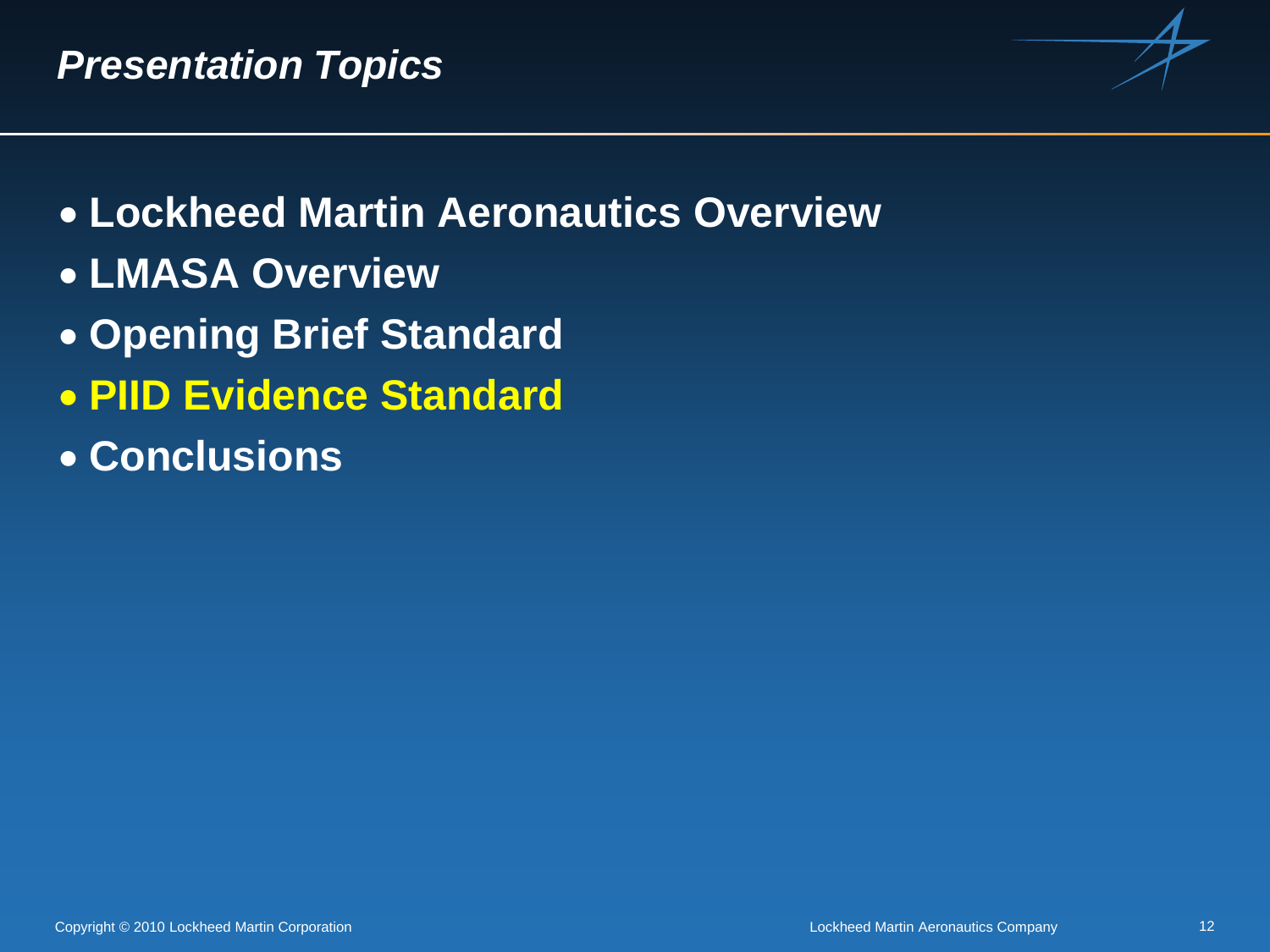## *Presentation Topics*

- **Lockheed Martin Aeronautics Overview**
- **LMASA Overview**
- **Opening Brief Standard**
- **PIID Evidence Standard**
- **Conclusions**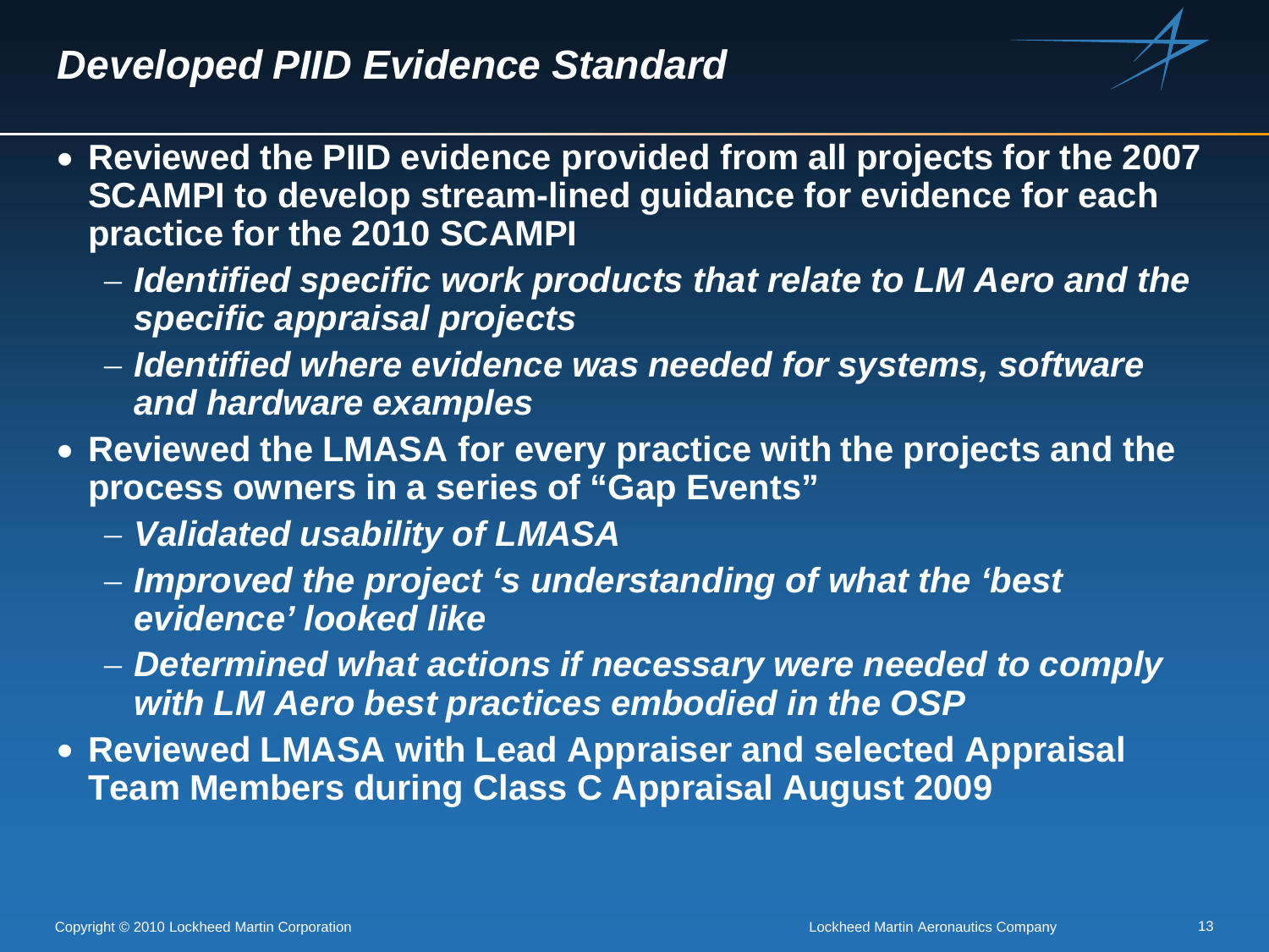# *Developed PIID Evidence Standard*

- **Reviewed the PIID evidence provided from all projects for the 2007 SCAMPI to develop stream-lined guidance for evidence for each practice for the 2010 SCAMPI**
  - ***Identified specific work products that relate to LM Aero and the specific appraisal projects***
  - ***Identified where evidence was needed for systems, software and hardware examples***
- **Reviewed the LMASA for every practice with the projects and the process owners in a series of "Gap Events"**
  - ***Validated usability of LMASA***
  - ***Improved the project 's understanding of what the 'best evidence' looked like***
  - ***Determined what actions if necessary were needed to comply with LM Aero best practices embodied in the OSP***
- **Reviewed LMASA with Lead Appraiser and selected Appraisal Team Members during Class C Appraisal August 2009**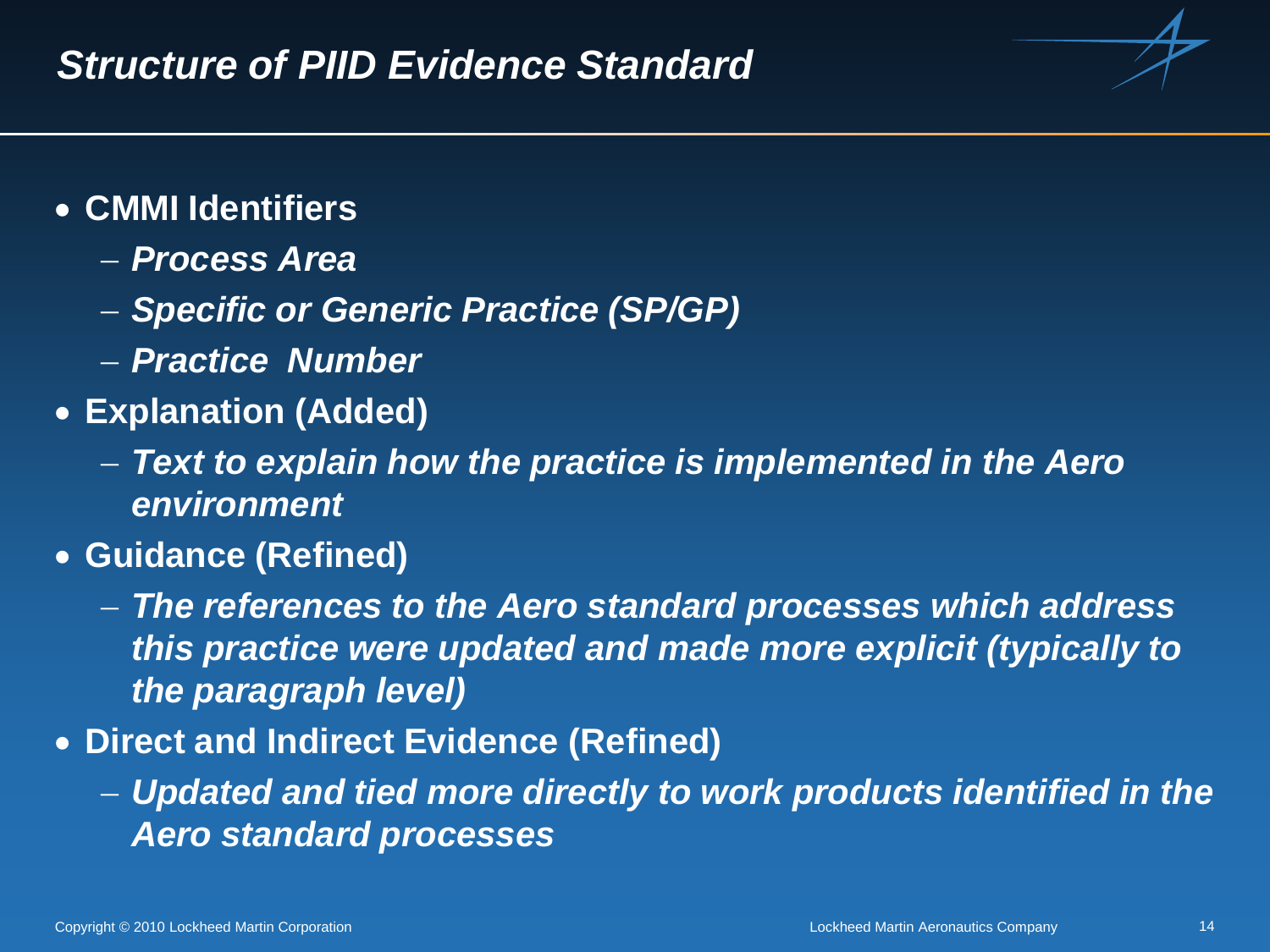# *Structure of PIID Evidence Standard*

- **CMMI Identifiers**
  - ***Process Area***
  - ***Specific or Generic Practice (SP/GP)***
  - ***Practice Number***
- **Explanation (Added)**
  - ***Text to explain how the practice is implemented in the Aero environment***
- **Guidance (Refined)**
  - ***The references to the Aero standard processes which address this practice were updated and made more explicit (typically to the paragraph level)***
- **Direct and Indirect Evidence (Refined)**
  - ***Updated and tied more directly to work products identified in the Aero standard processes***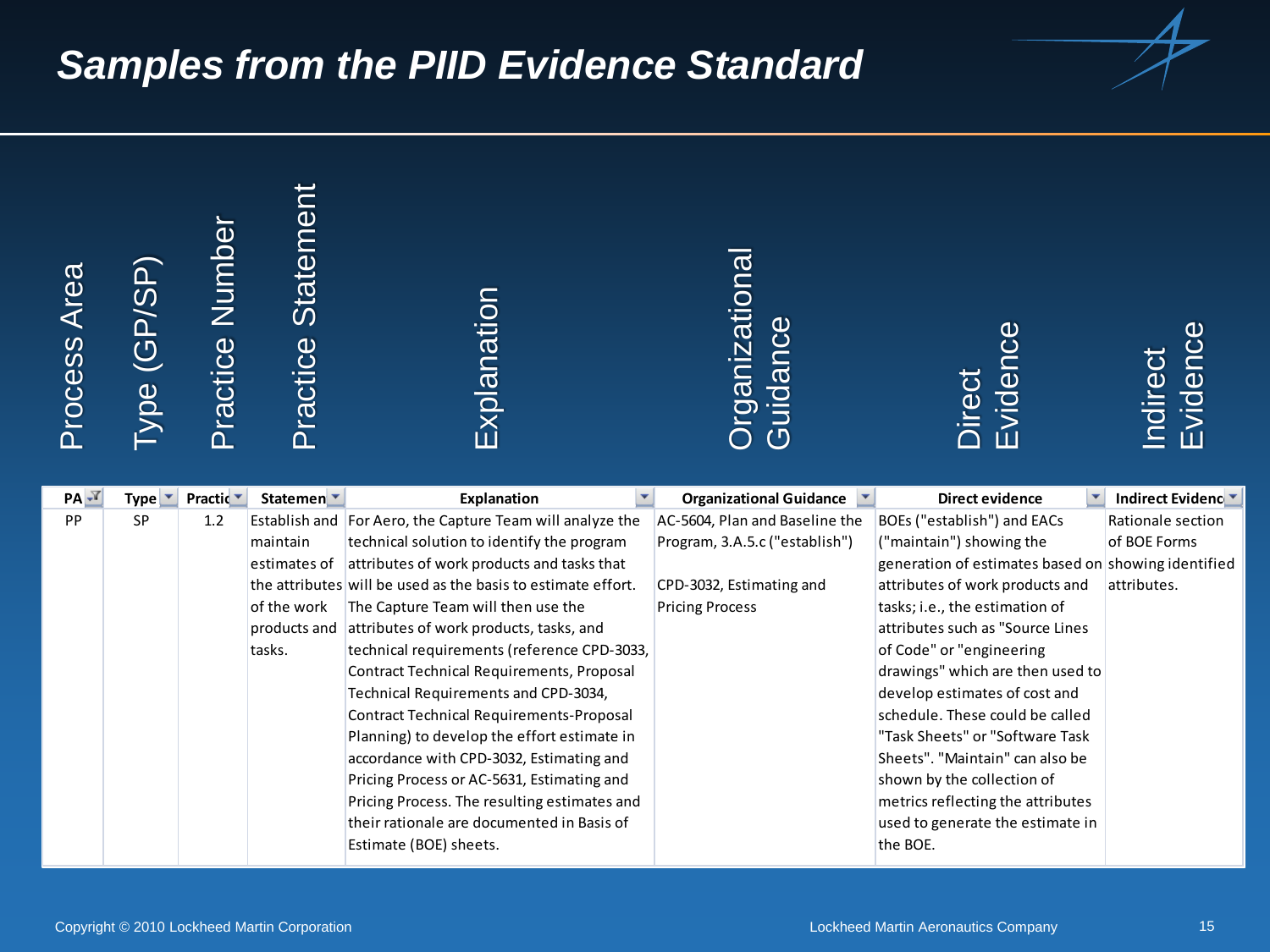# Samples from the PIID Evidence Standard

| Process Area | Type (GP/SP) | Practice Number | Practice Statement | Explanation | Organizational Guidance | Direct Evidence | Indirect Evidence |
|---|---|---|---|---|---|---|---|
| PA | Type | Practic | Statemen | Explanation | Organizational Guidance | Direct evidence | Indirect Evidenc |
| PP | SP | 1.2 | Establish and maintain estimates of the attributes of the work products and tasks. | For Aero, the Capture Team will analyze the technical solution to identify the program attributes of work products and tasks that will be used as the basis to estimate effort. The Capture Team will then use the attributes of work products, tasks, and technical requirements (reference CPD-3033, Contract Technical Requirements, Proposal Technical Requirements and CPD-3034, Contract Technical Requirements-Proposal Planning) to develop the effort estimate in accordance with CPD-3032, Estimating and Pricing Process or AC-5631, Estimating and Pricing Process. The resulting estimates and their rationale are documented in Basis of Estimate (BOE) sheets. | AC-5604, Plan and Baseline the Program, 3.A.5.c ("establish")<br><br>CPD-3032, Estimating and Pricing Process | BOEs ("establish") and EACs ("maintain") showing the generation of estimates based on attributes of work products and tasks; i.e., the estimation of attributes such as "Source Lines of Code" or "engineering drawings" which are then used to develop estimates of cost and schedule. These could be called "Task Sheets" or "Software Task Sheets". "Maintain" can also be shown by the collection of metrics reflecting the attributes used to generate the estimate in the BOE. | Rationale section of BOE Forms showing identified attributes. |

Copyright © 2010 Lockheed Martin Corporation

Lockheed Martin Aeronautics Company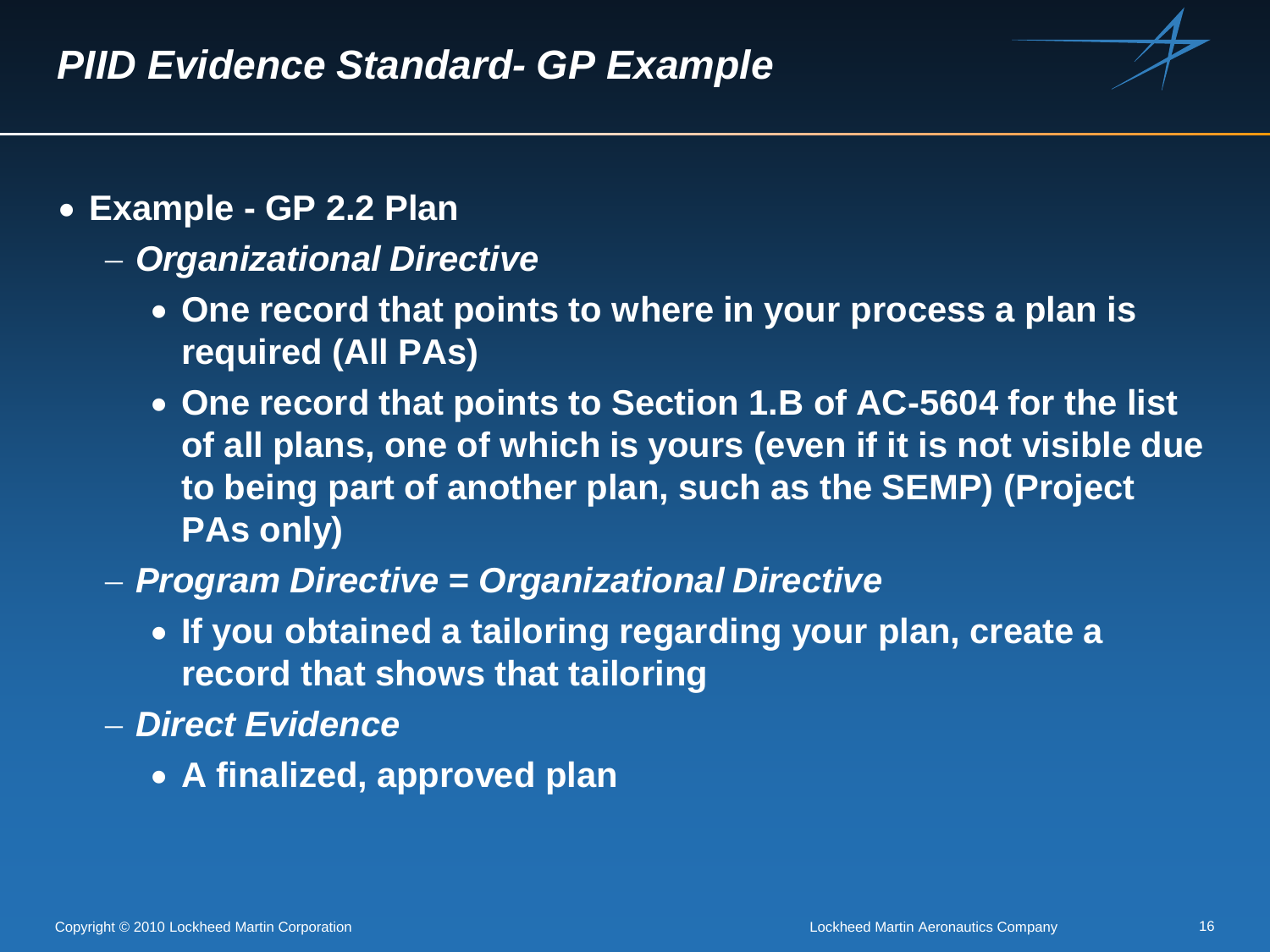# PIID Evidence Standard- GP Example

- **Example - GP 2.2 Plan**
  - ***Organizational Directive***
    - **One record that points to where in your process a plan is required (All PAs)**
    - **One record that points to Section 1.B of AC-5604 for the list of all plans, one of which is yours (even if it is not visible due to being part of another plan, such as the SEMP) (Project PAs only)**
  - ***Program Directive = Organizational Directive***
    - **If you obtained a tailoring regarding your plan, create a record that shows that tailoring**
  - ***Direct Evidence***
    - **A finalized, approved plan**

Copyright © 2010 Lockheed Martin Corporation

Lockheed Martin Aeronautics Company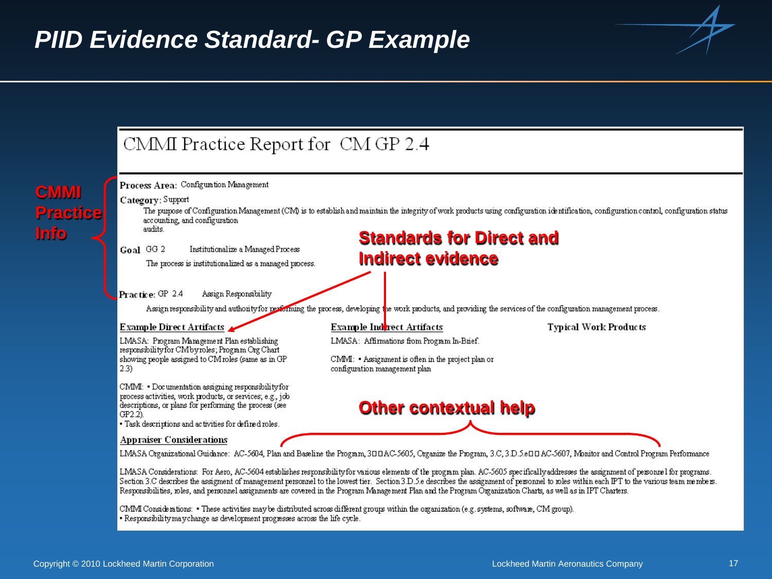# PIID Evidence Standard- GP Example

**CMMI Practice Info**

**Standards for Direct and Indirect evidence**

**Other contextual help**

## CMMI Practice Report for CM GP 2.4

**Process Area:** Configuration Management

**Category:** Support

The purpose of Configuration Management (CM) is to establish and maintain the integrity of work products using configuration identification, configuration control, configuration status accounting, and configuration audits.

**Goal** GG 2 Institutionalize a Managed Process

The process is institutionalized as a managed process.

**Practice:** GP 2.4 Assign Responsibility

Assign responsibility and authority for performing the process, developing the work products, and providing the services of the configuration management process.

| Example Direct Artifacts | Example Indirect Artifacts | Typical Work Products |
|---|---|---|
| LMASA: Program Management Plan establishing responsibility for CM by roles; Program Org Chart showing people assigned to CM roles (same as in GP 2.3)<br><br>CMMI: • Documentation assigning responsibility for process activities, work products, or services; e.g., job descriptions, or plans for performing the process (see GP2.2).<br>• Task descriptions and activities for defined roles. | LMASA: Affirmations from Program In-Brief.<br><br>CMMI: • Assignment is often in the project plan or configuration management plan | |

**Appraiser Considerations**

LMASA Organizational Guidance: AC-5604, Plan and Baseline the Program, 3 AC-5605, Organize the Program, 3.C, 3.D.5.e AC-5607, Monitor and Control Program Performance

LMASA Considerations: For Aero, AC-5604 establishes responsibility for various elements of the program plan. AC-5605 specifically addresses the assignment of personnel for programs. Section 3.C describes the assigment of management personnel to the lowest tier. Section 3.D.5.e describes the assignment of personnel to roles within each IPT to the various team members. Responsibilities, roles, and personnel assignments are covered in the Program Management Plan and the Program Organization Charts, as well as in IPT Charters.

CMMI Considerations: • These activities may be distributed across different groups within the organization (e.g. systems, software, CM group).
• Responsibility may change as development progresses across the life cycle.

Copyright © 2010 Lockheed Martin Corporation

Lockheed Martin Aeronautics Company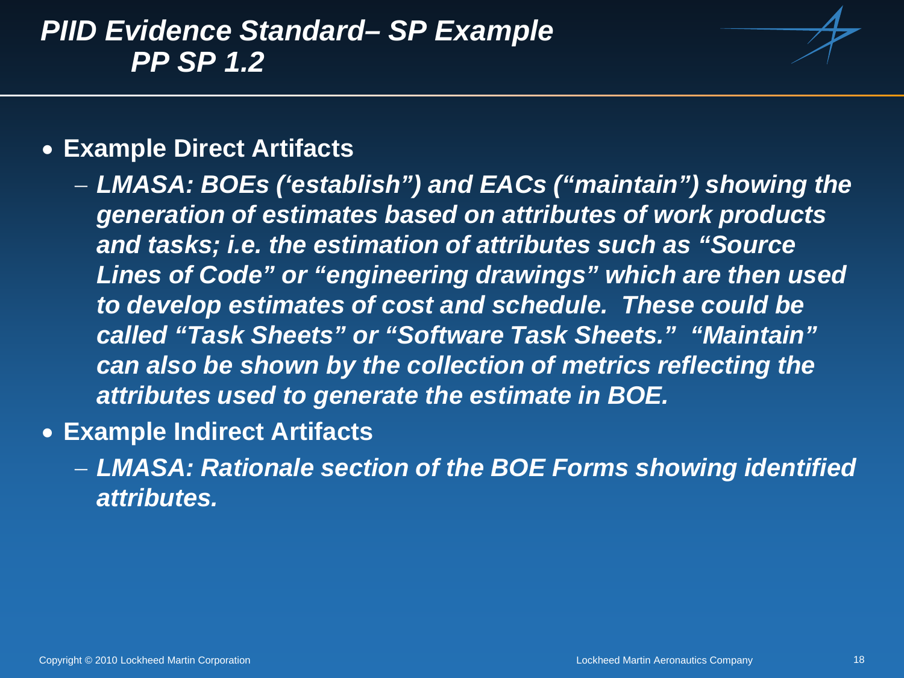# *PIID Evidence Standard– SP Example PP SP 1.2*

- **Example Direct Artifacts**
  - ***LMASA: BOEs ('establish") and EACs ("maintain") showing the generation of estimates based on attributes of work products and tasks; i.e. the estimation of attributes such as "Source Lines of Code" or "engineering drawings" which are then used to develop estimates of cost and schedule. These could be called "Task Sheets" or "Software Task Sheets." "Maintain" can also be shown by the collection of metrics reflecting the attributes used to generate the estimate in BOE.***
- **Example Indirect Artifacts**
  - ***LMASA: Rationale section of the BOE Forms showing identified attributes.***

Copyright © 2010 Lockheed Martin Corporation

Lockheed Martin Aeronautics Company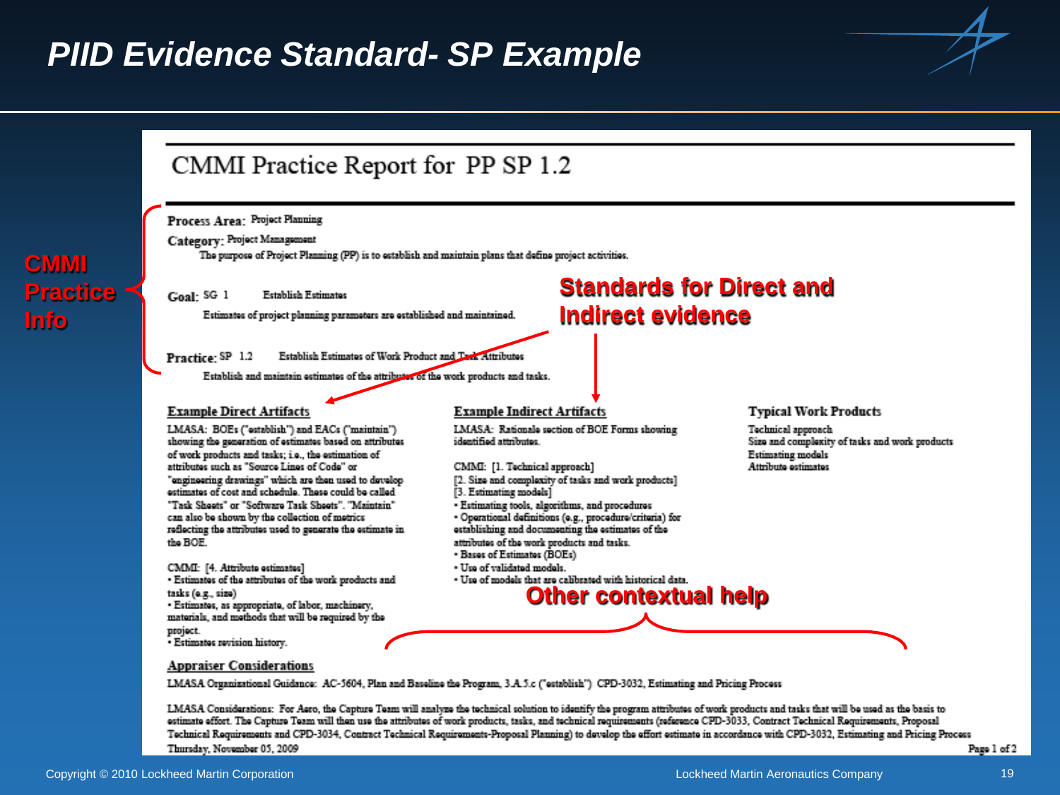# PIID Evidence Standard- SP Example

**CMMI Practice Info**

## CMMI Practice Report for PP SP 1.2

**Process Area:** Project Planning

**Category:** Project Management

The purpose of Project Planning (PP) is to establish and maintain plans that define project activities.

**Goal:** SG 1 Establish Estimates

Estimates of project planning parameters are established and maintained.

**Standards for Direct and Indirect evidence**

**Practice:** SP 1.2 Establish Estimates of Work Product and Task Attributes

Establish and maintain estimates of the attributes of the work products and tasks.

### Example Direct Artifacts

LMASA: BOEs ("establish") and EACs ("maintain") showing the generation of estimates based on attributes of work products and tasks; i.e., the estimation of attributes such as "Source Lines of Code" or "engineering drawings" which are then used to develop estimates of cost and schedule. These could be called "Task Sheets" or "Software Task Sheets". "Maintain" can also be shown by the collection of metrics reflecting the attributes used to generate the estimate in the BOE.

CMMI: [4. Attribute estimates]
- Estimates of the attributes of the work products and tasks (e.g., size)
- Estimates, as appropriate, of labor, machinery, materials, and methods that will be required by the project.
- Estimates revision history.

### Example Indirect Artifacts

LMASA: Rationale section of BOE Forms showing identified attributes.

CMMI: [1. Technical approach]
[2. Size and complexity of tasks and work products]
[3. Estimating models]
- Estimating tools, algorithms, and procedures
- Operational definitions (e.g., procedure/criteria) for establishing and documenting the estimates of the attributes of the work products and tasks.
- Bases of Estimates (BOEs)
- Use of validated models.
- Use of models that are calibrated with historical data.

### Typical Work Products

Technical approach
Size and complexity of tasks and work products
Estimating models
Attribute estimates

**Other contextual help**

### Appraiser Considerations

LMASA Organizational Guidance: AC-5604, Plan and Baseline the Program, 3.A.5.c ("establish") CPD-3032, Estimating and Pricing Process

LMASA Considerations: For Aero, the Capture Team will analyze the technical solution to identify the program attributes of work products and tasks that will be used as the basis to estimate effort. The Capture Team will then use the attributes of work products, tasks, and technical requirements (reference CPD-3033, Contract Technical Requirements, Proposal Technical Requirements and CPD-3034, Contract Technical Requirements-Proposal Planning) to develop the effort estimate in accordance with CPD-3032, Estimating and Pricing Process

Thursday, November 05, 2009

Copyright © 2010 Lockheed Martin Corporation

Lockheed Martin Aeronautics Company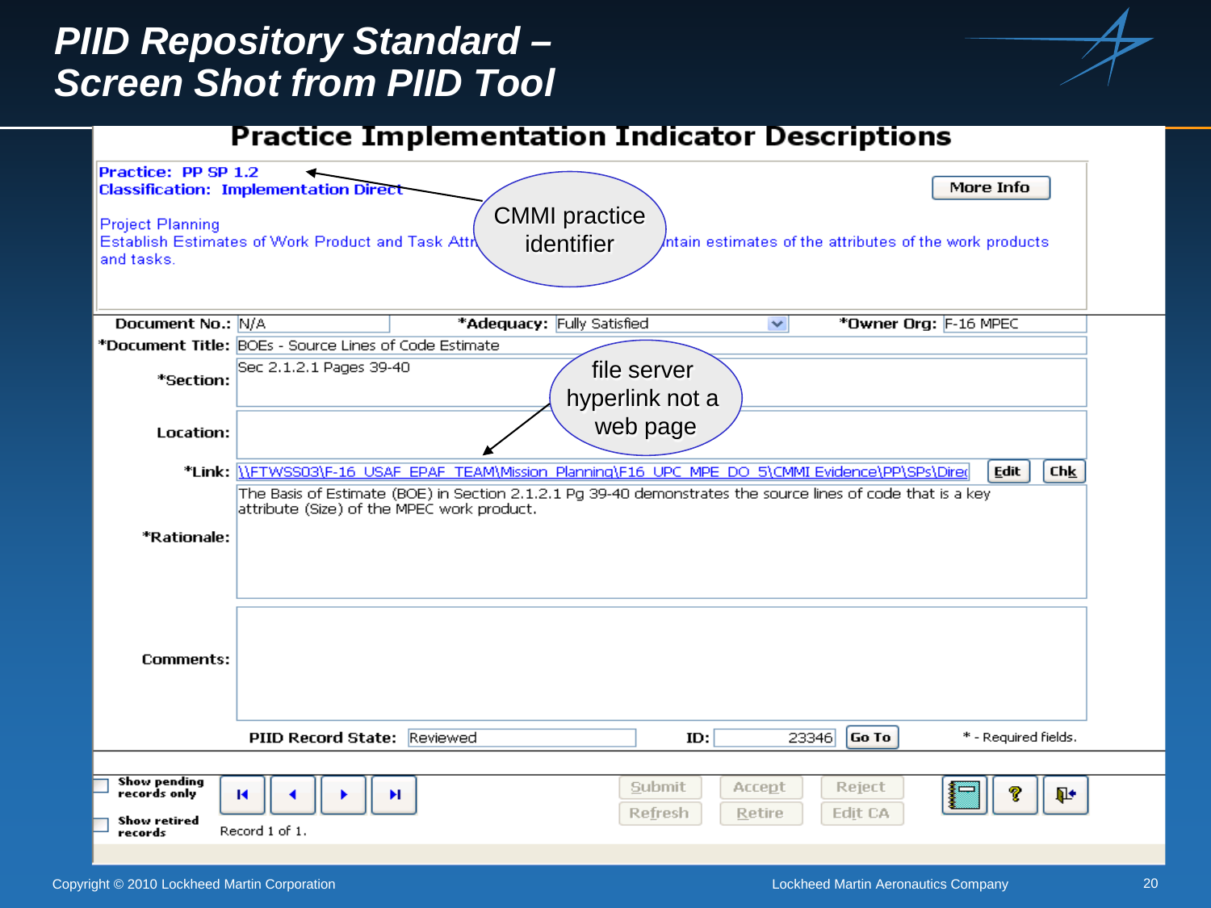# PIID Repository Standard – Screen Shot from PIID Tool

## Practice Implementation Indicator Descriptions

**Practice: PP SP 1.2**
**Classification: Implementation Direct**

More Info

Project Planning
Establish Estimates of Work Product and Task Attr... ...ntain estimates of the attributes of the work products and tasks.

CMMI practice identifier

**Document No.:** N/A
***Adequacy:** Fully Satisfied
***Owner Org:** F-16 MPEC
***Document Title:** BOEs - Source Lines of Code Estimate
***Section:** Sec 2.1.2.1 Pages 39-40
**Location:**

file server hyperlink not a web page

***Link:** \\FTWSS03\F-16_USAF_EPAF_TEAM\Mission_Planning\F16_UPC_MPE_DO_5\CMMI_Evidence\PP\SPs\Direc
Edit | Chk

***Rationale:** The Basis of Estimate (BOE) in Section 2.1.2.1 Pg 39-40 demonstrates the source lines of code that is a key attribute (Size) of the MPEC work product.

**Comments:**

**PIID Record State:** Reviewed
**ID:** 23346
Go To

* - Required fields.

Show pending records only
Show retired records

Record 1 of 1.

Submit | Accept | Reject
Refresh | Retire | Edit CA

Copyright © 2010 Lockheed Martin Corporation

Lockheed Martin Aeronautics Company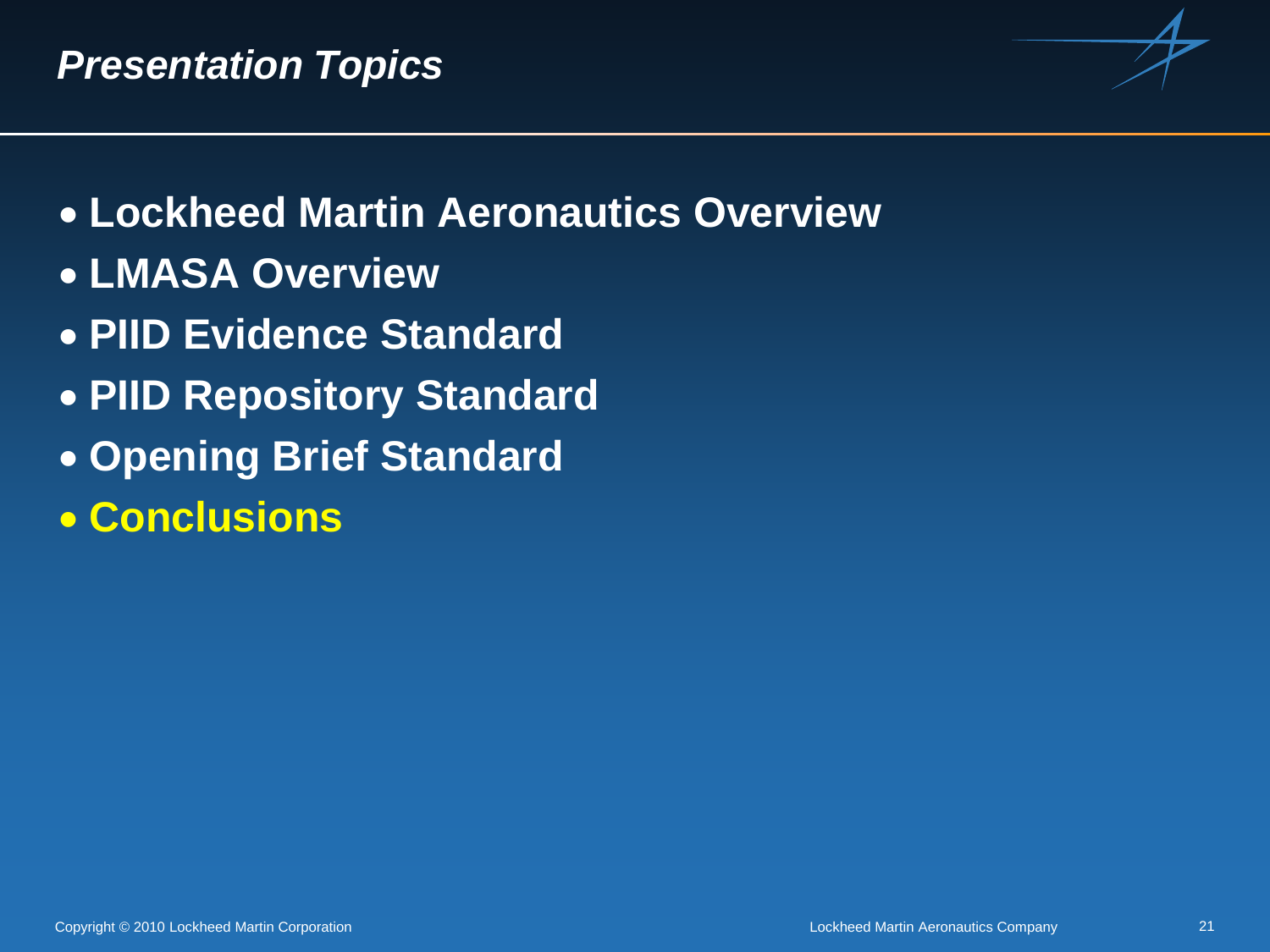# *Presentation Topics*

- **Lockheed Martin Aeronautics Overview**
- **LMASA Overview**
- **PIID Evidence Standard**
- **PIID Repository Standard**
- **Opening Brief Standard**
- **Conclusions**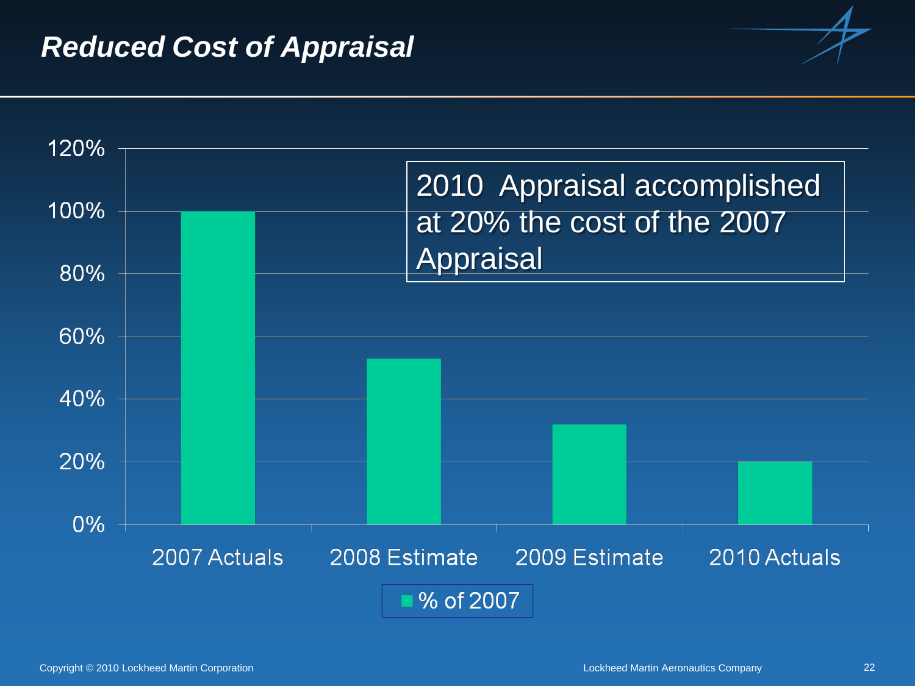# Reduced Cost of Appraisal

2010 Appraisal accomplished at 20% the cost of the 2007 Appraisal

| | % of 2007 |
|---|---|
| 2007 Actuals | 100% |
| 2008 Estimate | ~53% |
| 2009 Estimate | ~32% |
| 2010 Actuals | 20% |

Copyright © 2010 Lockheed Martin Corporation

Lockheed Martin Aeronautics Company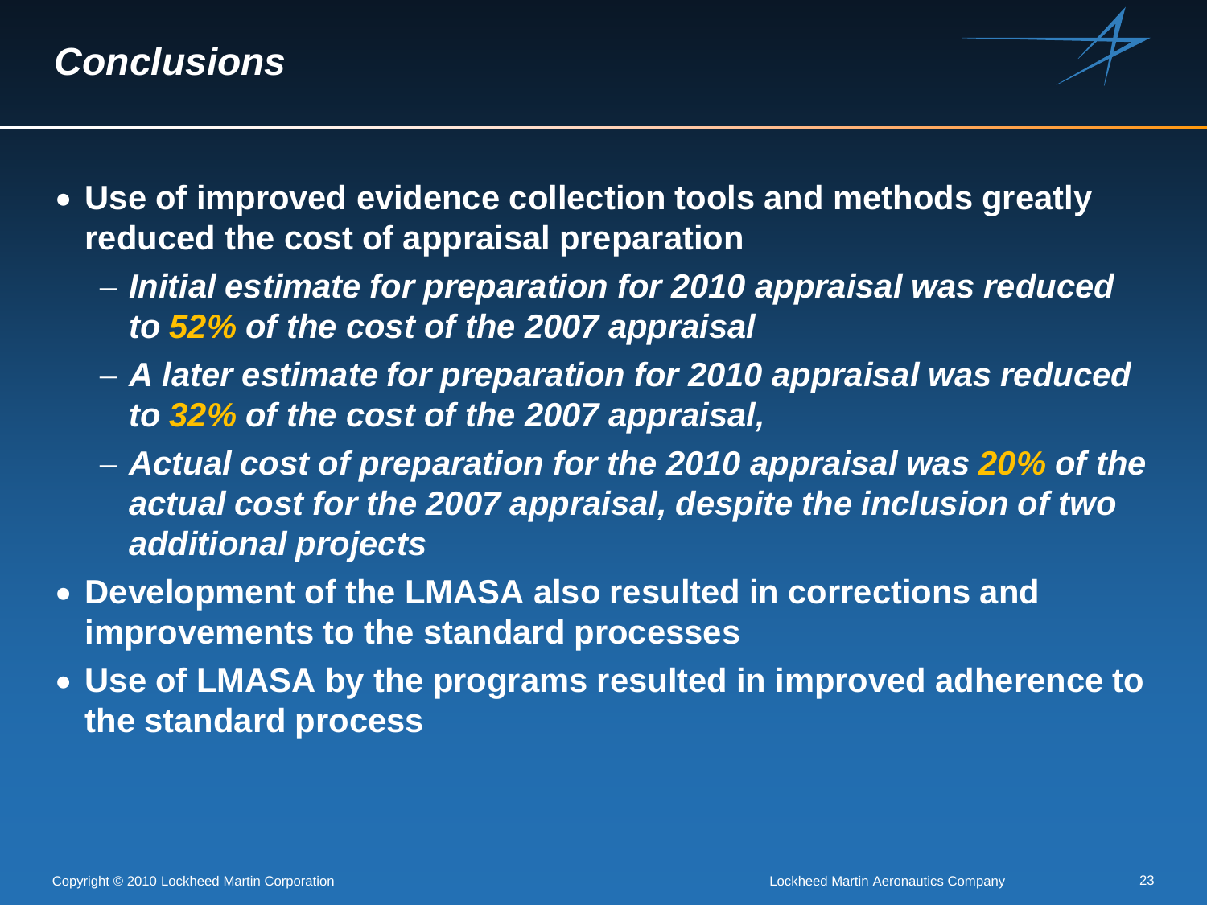# *Conclusions*

- **Use of improved evidence collection tools and methods greatly reduced the cost of appraisal preparation**
  - ***Initial estimate for preparation for 2010 appraisal was reduced to 52% of the cost of the 2007 appraisal***
  - ***A later estimate for preparation for 2010 appraisal was reduced to 32% of the cost of the 2007 appraisal,***
  - ***Actual cost of preparation for the 2010 appraisal was 20% of the actual cost for the 2007 appraisal, despite the inclusion of two additional projects***
- **Development of the LMASA also resulted in corrections and improvements to the standard processes**
- **Use of LMASA by the programs resulted in improved adherence to the standard process**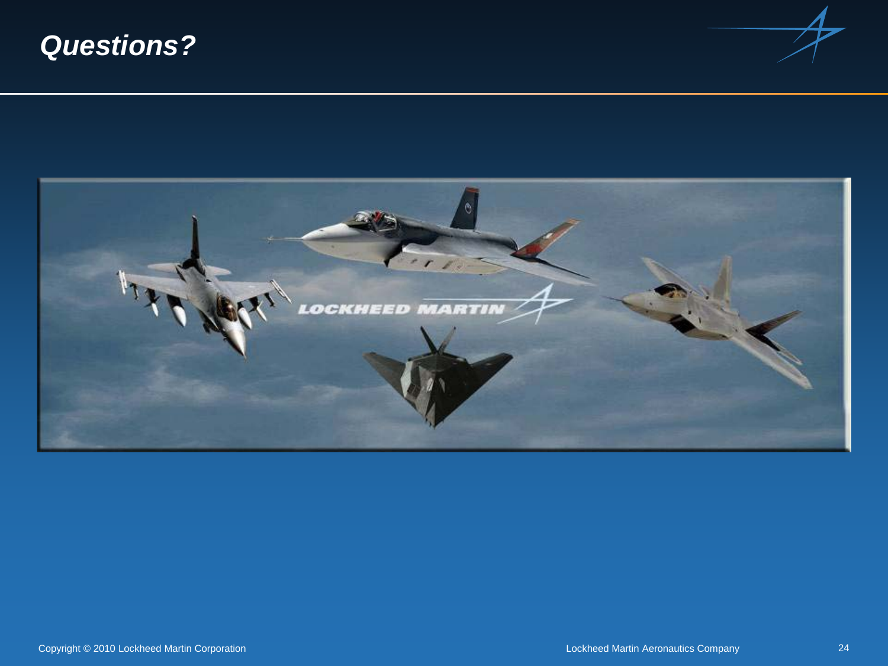# Questions?